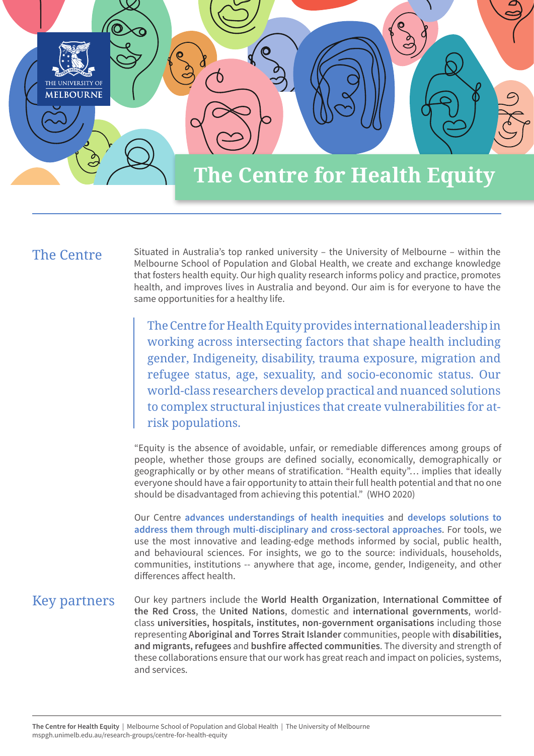# The Centre for Health Equity

## The Centre

Situated in Australia's top ranked university – the University of Melbourne – within the Melbourne School of Population and Global Health, we create and exchange knowledge that fosters health equity. Our high quality research informs policy and practice, promotes health, and improves lives in Australia and beyond. Our aim is for everyone to have the same opportunities for a healthy life.

> The Centre for Health Equity provides international leadership in working across intersecting factors that shape health including gender, Indigeneity, disability, trauma exposure, migration and refugee status, age, sexuality, and socio-economic status. Our world-class researchers develop practical and nuanced solutions to complex structural injustices that create vulnerabilities for at-risk populations.

"Equity is the absence of avoidable, unfair, or remediable differences among groups of people, whether those groups are defined socially, economically, demographically or geographically or by other means of stratification. "Health equity"… implies that ideally everyone should have a fair opportunity to attain their full health potential and that no one should be disadvantaged from achieving this potential." (WHO 2020)

Our Centre **advances understandings of health inequities** and **develops solutions to address them through multi-disciplinary and cross-sectoral approaches**. For tools, we use the most innovative and leading-edge methods informed by social, public health, and behavioural sciences. For insights, we go to the source: individuals, households, communities, institutions -- anywhere that age, income, gender, Indigeneity, and other differences affect health.

## Key partners

Our key partners include the **World Health Organization**, **International Committee of the Red Cross**, the **United Nations**, domestic and **international governments**, world-class **universities, hospitals, institutes, non-government organisations** including those representing **Aboriginal and Torres Strait Islander** communities, people with **disabilities, and migrants, refugees** and **bushfire affected communities**. The diversity and strength of these collaborations ensure that our work has great reach and impact on policies, systems, and services.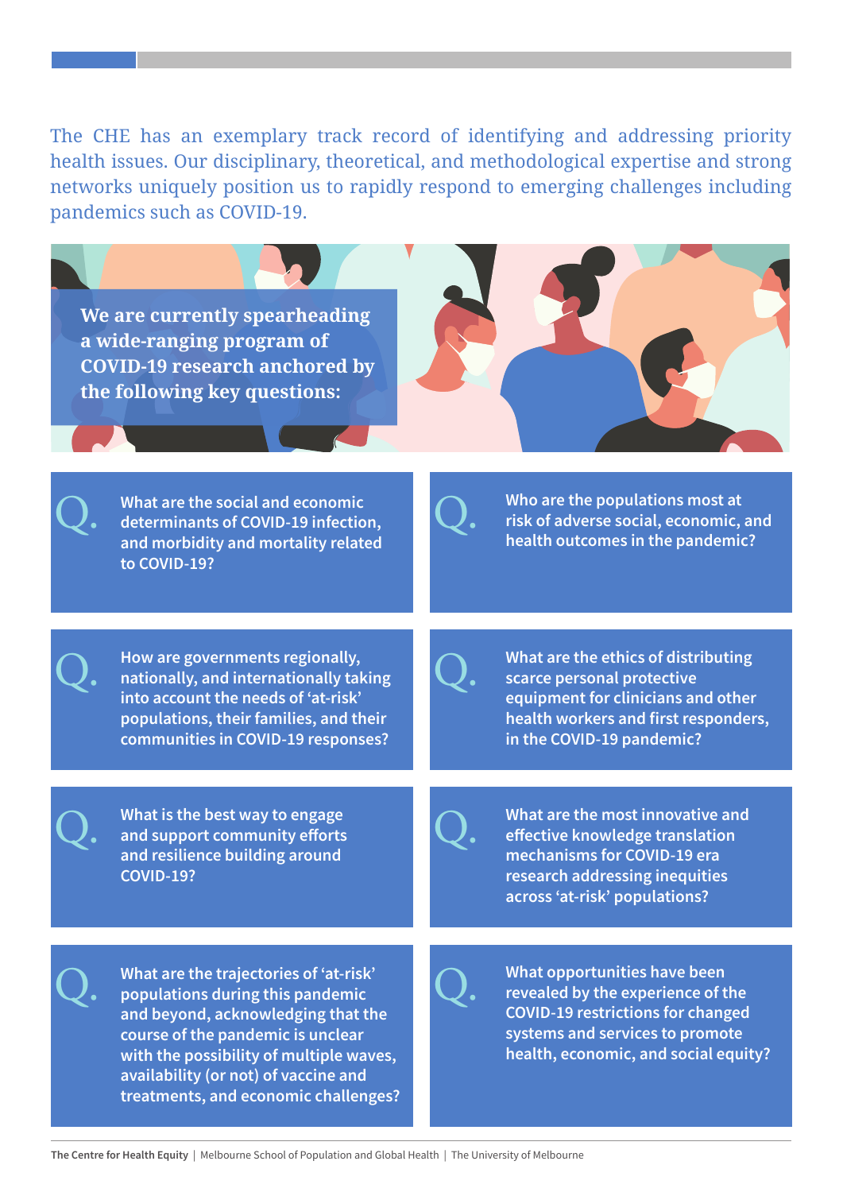The CHE has an exemplary track record of identifying and addressing priority health issues. Our disciplinary, theoretical, and methodological expertise and strong networks uniquely position us to rapidly respond to emerging challenges including pandemics such as COVID-19.

**We are currently spearheading a wide-ranging program of COVID-19 research anchored by the following key questions:**

**Q.** What are the social and economic determinants of COVID-19 infection, and morbidity and mortality related to COVID-19?

**Q.** Who are the populations most at risk of adverse social, economic, and health outcomes in the pandemic?

**Q.** How are governments regionally, nationally, and internationally taking into account the needs of 'at-risk' populations, their families, and their communities in COVID-19 responses?

**Q.** What are the ethics of distributing scarce personal protective equipment for clinicians and other health workers and first responders, in the COVID-19 pandemic?

**Q.** What is the best way to engage and support community efforts and resilience building around COVID-19?

**Q.** What are the most innovative and effective knowledge translation mechanisms for COVID-19 era research addressing inequities across 'at-risk' populations?

**Q.** What are the trajectories of 'at-risk' populations during this pandemic and beyond, acknowledging that the course of the pandemic is unclear with the possibility of multiple waves, availability (or not) of vaccine and treatments, and economic challenges?

**Q.** What opportunities have been revealed by the experience of the COVID-19 restrictions for changed systems and services to promote health, economic, and social equity?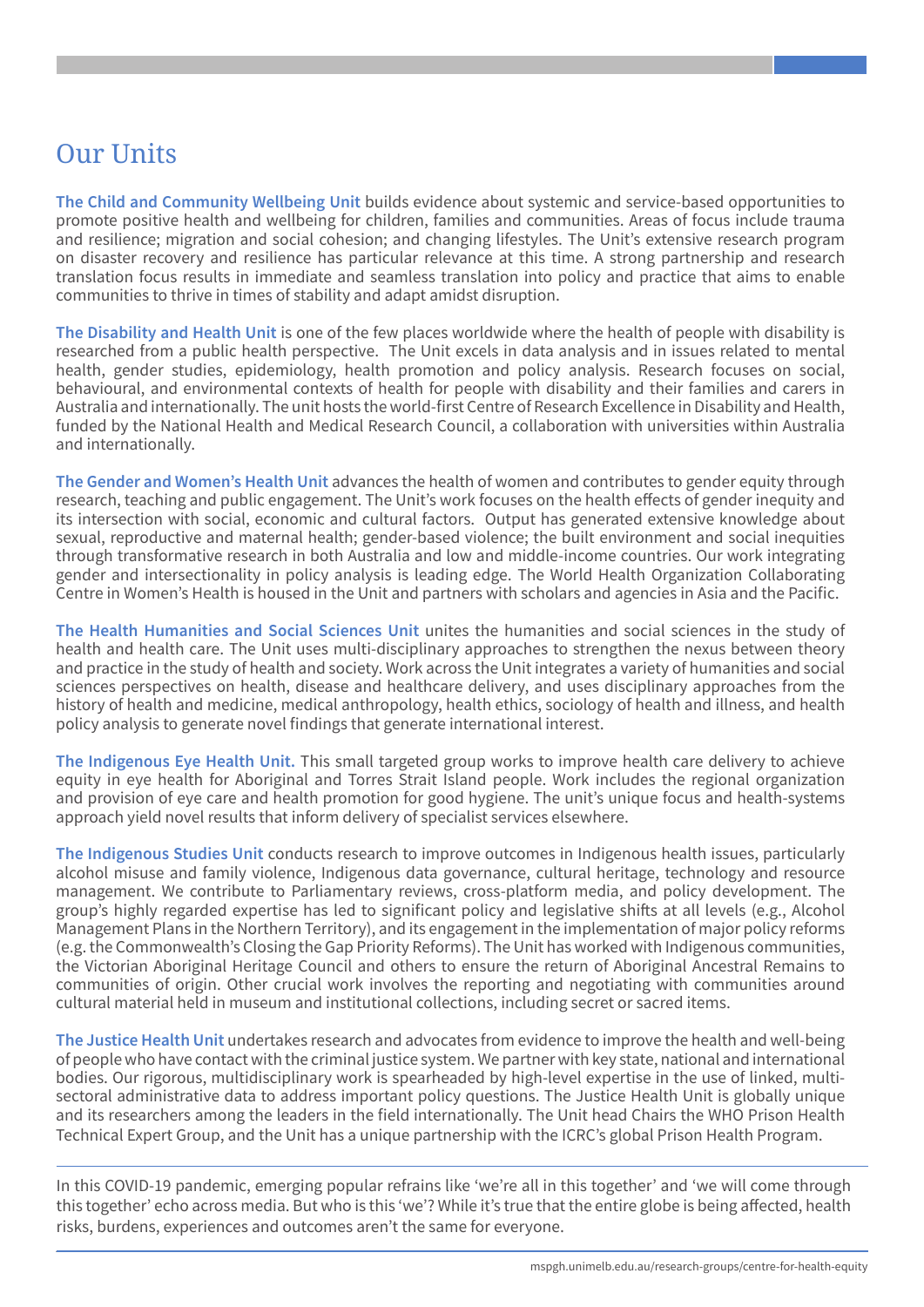# Our Units

**The Child and Community Wellbeing Unit** builds evidence about systemic and service-based opportunities to promote positive health and wellbeing for children, families and communities. Areas of focus include trauma and resilience; migration and social cohesion; and changing lifestyles. The Unit's extensive research program on disaster recovery and resilience has particular relevance at this time. A strong partnership and research translation focus results in immediate and seamless translation into policy and practice that aims to enable communities to thrive in times of stability and adapt amidst disruption.

**The Disability and Health Unit** is one of the few places worldwide where the health of people with disability is researched from a public health perspective. The Unit excels in data analysis and in issues related to mental health, gender studies, epidemiology, health promotion and policy analysis. Research focuses on social, behavioural, and environmental contexts of health for people with disability and their families and carers in Australia and internationally. The unit hosts the world-first Centre of Research Excellence in Disability and Health, funded by the National Health and Medical Research Council, a collaboration with universities within Australia and internationally.

**The Gender and Women's Health Unit** advances the health of women and contributes to gender equity through research, teaching and public engagement. The Unit's work focuses on the health effects of gender inequity and its intersection with social, economic and cultural factors. Output has generated extensive knowledge about sexual, reproductive and maternal health; gender-based violence; the built environment and social inequities through transformative research in both Australia and low and middle-income countries. Our work integrating gender and intersectionality in policy analysis is leading edge. The World Health Organization Collaborating Centre in Women's Health is housed in the Unit and partners with scholars and agencies in Asia and the Pacific.

**The Health Humanities and Social Sciences Unit** unites the humanities and social sciences in the study of health and health care. The Unit uses multi-disciplinary approaches to strengthen the nexus between theory and practice in the study of health and society. Work across the Unit integrates a variety of humanities and social sciences perspectives on health, disease and healthcare delivery, and uses disciplinary approaches from the history of health and medicine, medical anthropology, health ethics, sociology of health and illness, and health policy analysis to generate novel findings that generate international interest.

**The Indigenous Eye Health Unit.** This small targeted group works to improve health care delivery to achieve equity in eye health for Aboriginal and Torres Strait Island people. Work includes the regional organization and provision of eye care and health promotion for good hygiene. The unit's unique focus and health-systems approach yield novel results that inform delivery of specialist services elsewhere.

**The Indigenous Studies Unit** conducts research to improve outcomes in Indigenous health issues, particularly alcohol misuse and family violence, Indigenous data governance, cultural heritage, technology and resource management. We contribute to Parliamentary reviews, cross-platform media, and policy development. The group's highly regarded expertise has led to significant policy and legislative shifts at all levels (e.g., Alcohol Management Plans in the Northern Territory), and its engagement in the implementation of major policy reforms (e.g. the Commonwealth's Closing the Gap Priority Reforms). The Unit has worked with Indigenous communities, the Victorian Aboriginal Heritage Council and others to ensure the return of Aboriginal Ancestral Remains to communities of origin. Other crucial work involves the reporting and negotiating with communities around cultural material held in museum and institutional collections, including secret or sacred items.

**The Justice Health Unit** undertakes research and advocates from evidence to improve the health and well-being of people who have contact with the criminal justice system. We partner with key state, national and international bodies. Our rigorous, multidisciplinary work is spearheaded by high-level expertise in the use of linked, multi-sectoral administrative data to address important policy questions. The Justice Health Unit is globally unique and its researchers among the leaders in the field internationally. The Unit head Chairs the WHO Prison Health Technical Expert Group, and the Unit has a unique partnership with the ICRC's global Prison Health Program.

---

In this COVID-19 pandemic, emerging popular refrains like 'we're all in this together' and 'we will come through this together' echo across media. But who is this 'we'? While it's true that the entire globe is being affected, health risks, burdens, experiences and outcomes aren't the same for everyone.

---

mspgh.unimelb.edu.au/research-groups/centre-for-health-equity